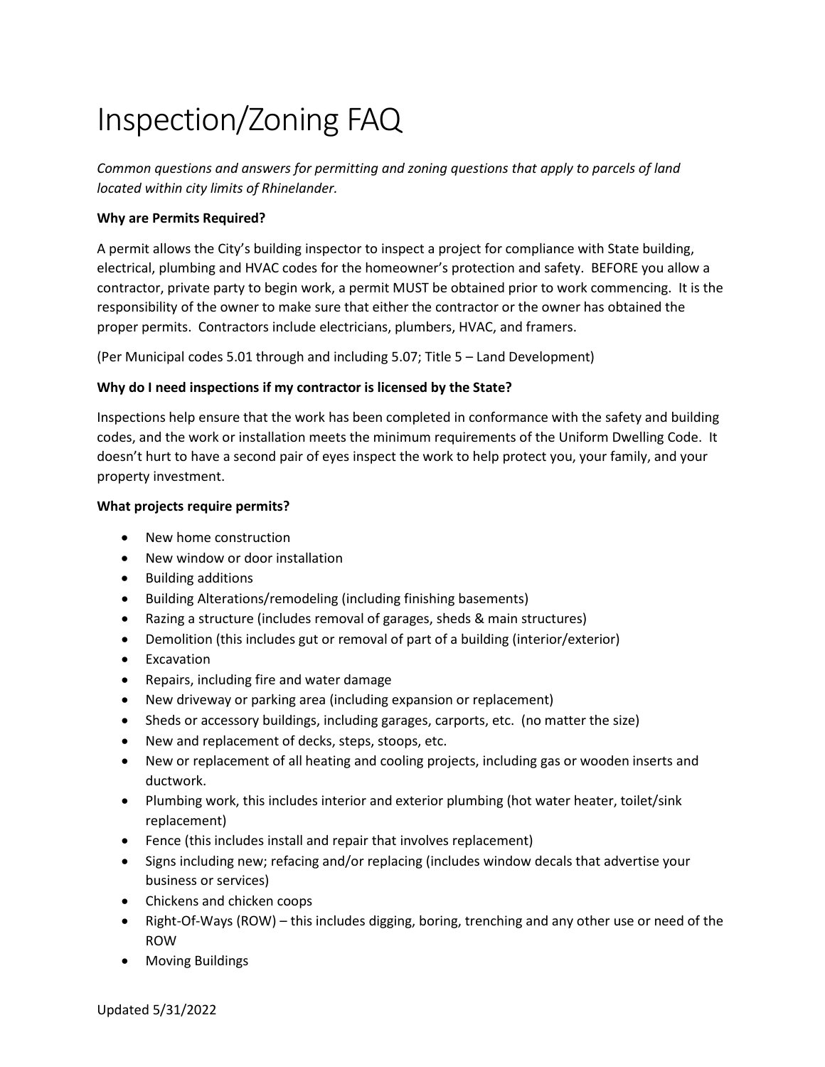# Inspection/Zoning FAQ

*Common questions and answers for permitting and zoning questions that apply to parcels of land located within city limits of Rhinelander.*

**Why are Permits Required?**

A permit allows the City's building inspector to inspect a project for compliance with State building, electrical, plumbing and HVAC codes for the homeowner's protection and safety. BEFORE you allow a contractor, private party to begin work, a permit MUST be obtained prior to work commencing. It is the responsibility of the owner to make sure that either the contractor or the owner has obtained the proper permits. Contractors include electricians, plumbers, HVAC, and framers.

(Per Municipal codes 5.01 through and including 5.07; Title 5 – Land Development)

**Why do I need inspections if my contractor is licensed by the State?**

Inspections help ensure that the work has been completed in conformance with the safety and building codes, and the work or installation meets the minimum requirements of the Uniform Dwelling Code. It doesn't hurt to have a second pair of eyes inspect the work to help protect you, your family, and your property investment.

**What projects require permits?**

- New home construction
- New window or door installation
- Building additions
- Building Alterations/remodeling (including finishing basements)
- Razing a structure (includes removal of garages, sheds & main structures)
- Demolition (this includes gut or removal of part of a building (interior/exterior)
- Excavation
- Repairs, including fire and water damage
- New driveway or parking area (including expansion or replacement)
- Sheds or accessory buildings, including garages, carports, etc. (no matter the size)
- New and replacement of decks, steps, stoops, etc.
- New or replacement of all heating and cooling projects, including gas or wooden inserts and ductwork.
- Plumbing work, this includes interior and exterior plumbing (hot water heater, toilet/sink replacement)
- Fence (this includes install and repair that involves replacement)
- Signs including new; refacing and/or replacing (includes window decals that advertise your business or services)
- Chickens and chicken coops
- Right-Of-Ways (ROW) – this includes digging, boring, trenching and any other use or need of the ROW
- Moving Buildings

Updated 5/31/2022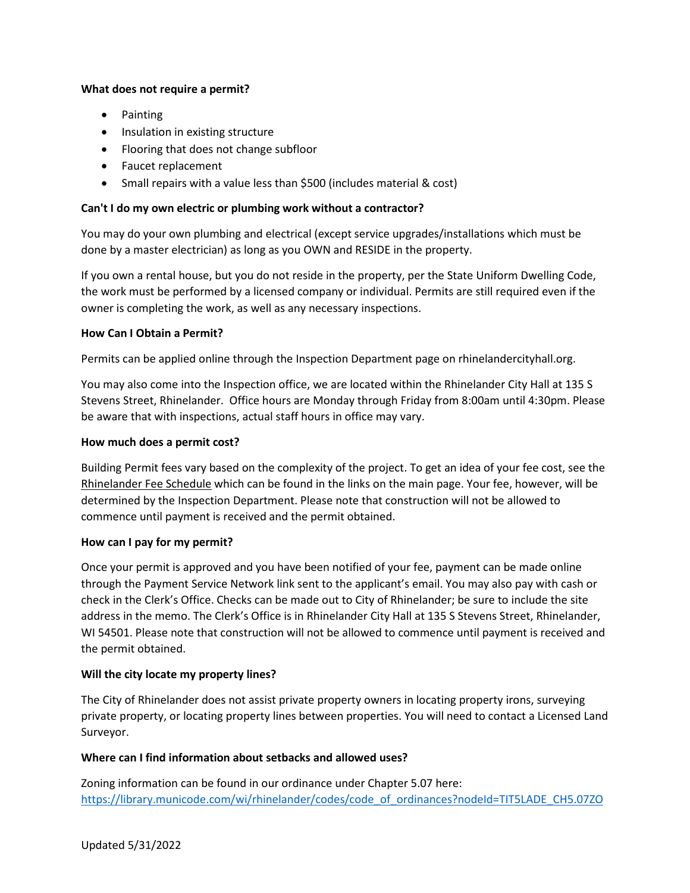**What does not require a permit?**

- Painting
- Insulation in existing structure
- Flooring that does not change subfloor
- Faucet replacement
- Small repairs with a value less than $500 (includes material & cost)

**Can't I do my own electric or plumbing work without a contractor?**

You may do your own plumbing and electrical (except service upgrades/installations which must be done by a master electrician) as long as you OWN and RESIDE in the property.

If you own a rental house, but you do not reside in the property, per the State Uniform Dwelling Code, the work must be performed by a licensed company or individual. Permits are still required even if the owner is completing the work, as well as any necessary inspections.

**How Can I Obtain a Permit?**

Permits can be applied online through the Inspection Department page on rhinelandercityhall.org.

You may also come into the Inspection office, we are located within the Rhinelander City Hall at 135 S Stevens Street, Rhinelander. Office hours are Monday through Friday from 8:00am until 4:30pm. Please be aware that with inspections, actual staff hours in office may vary.

**How much does a permit cost?**

Building Permit fees vary based on the complexity of the project. To get an idea of your fee cost, see the Rhinelander Fee Schedule which can be found in the links on the main page. Your fee, however, will be determined by the Inspection Department. Please note that construction will not be allowed to commence until payment is received and the permit obtained.

**How can I pay for my permit?**

Once your permit is approved and you have been notified of your fee, payment can be made online through the Payment Service Network link sent to the applicant's email. You may also pay with cash or check in the Clerk's Office. Checks can be made out to City of Rhinelander; be sure to include the site address in the memo. The Clerk's Office is in Rhinelander City Hall at 135 S Stevens Street, Rhinelander, WI 54501. Please note that construction will not be allowed to commence until payment is received and the permit obtained.

**Will the city locate my property lines?**

The City of Rhinelander does not assist private property owners in locating property irons, surveying private property, or locating property lines between properties. You will need to contact a Licensed Land Surveyor.

**Where can I find information about setbacks and allowed uses?**

Zoning information can be found in our ordinance under Chapter 5.07 here: https://library.municode.com/wi/rhinelander/codes/code_of_ordinances?nodeId=TIT5LADE_CH5.07ZO

Updated 5/31/2022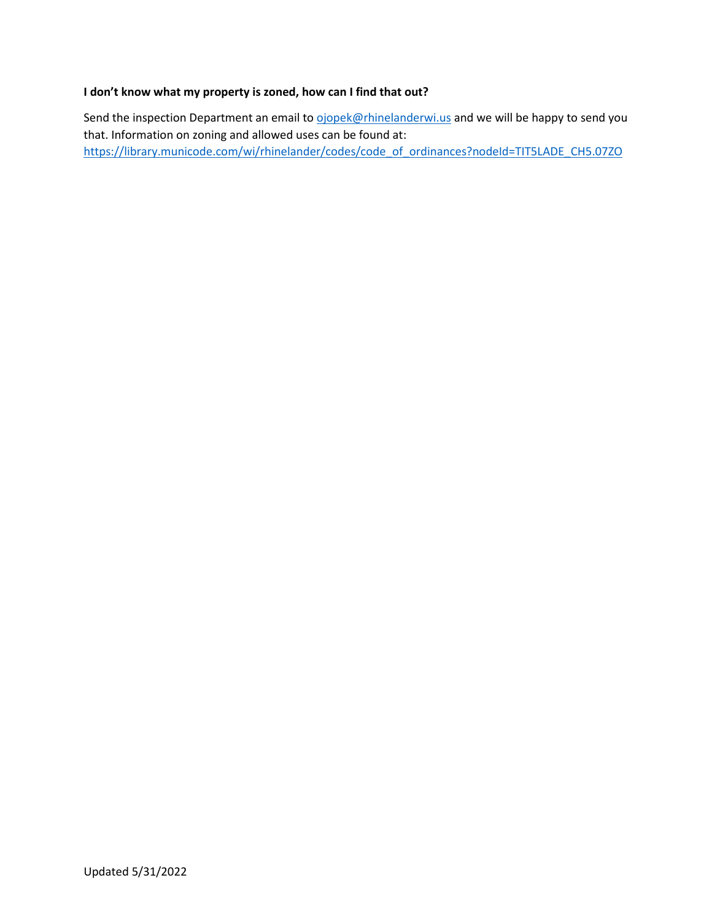**I don't know what my property is zoned, how can I find that out?**

Send the inspection Department an email to ojopek@rhinelanderwi.us and we will be happy to send you that. Information on zoning and allowed uses can be found at: https://library.municode.com/wi/rhinelander/codes/code_of_ordinances?nodeId=TIT5LADE_CH5.07ZO

Updated 5/31/2022